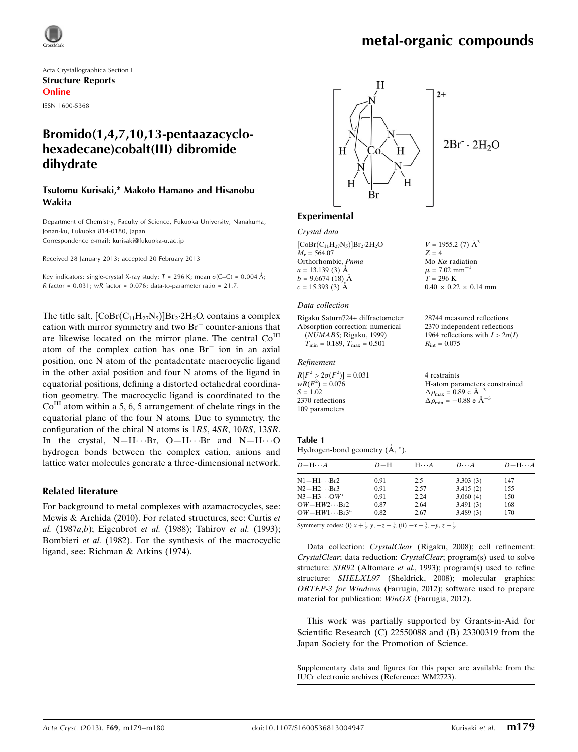Acta Crystallographica Section E
**Structure Reports**
**Online**

ISSN 1600-5368

# Bromido(1,4,7,10,13-pentaazacyclohexadecane)cobalt(III) dibromide dihydrate

**Tsutomu Kurisaki,* Makoto Hamano and Hisanobu Wakita**

Department of Chemistry, Faculty of Science, Fukuoka University, Nanakuma, Jonan-ku, Fukuoka 814-0180, Japan
Correspondence e-mail: kurisaki@fukuoka-u.ac.jp

Received 28 January 2013; accepted 20 February 2013

Key indicators: single-crystal X-ray study; $T$ = 296 K; mean $\sigma$(C–C) = 0.004 Å; $R$ factor = 0.031; $wR$ factor = 0.076; data-to-parameter ratio = 21.7.

The title salt, $[CoBr(C_{11}H_{27}N_5)]Br_2 \cdot 2H_2O$, contains a complex cation with mirror symmetry and two $Br^-$ counter-anions that are likewise located on the mirror plane. The central $Co^{III}$ atom of the complex cation has one $Br^-$ ion in an axial position, one N atom of the pentadentate macrocyclic ligand in the other axial position and four N atoms of the ligand in equatorial positions, defining a distorted octahedral coordination geometry. The macrocyclic ligand is coordinated to the $Co^{III}$ atom within a 5, 6, 5 arrangement of chelate rings in the equatorial plane of the four N atoms. Due to symmetry, the configuration of the chiral N atoms is 1*RS*, 4*SR*, 10*RS*, 13*SR*. In the crystal, N—H···Br, O—H···Br and N—H···O hydrogen bonds between the complex cation, anions and lattice water molecules generate a three-dimensional network.

## Related literature

For background to metal complexes with azamacrocycles, see: Mewis & Archida (2010). For related structures, see: Curtis *et al.* (1987*a*,*b*); Eigenbrot *et al.* (1988); Tahirov *et al.* (1993); Bombieri *et al.* (1982). For the synthesis of the macrocyclic ligand, see: Richman & Atkins (1974).

$2Br^- \cdot 2H_2O$

## Experimental

### *Crystal data*

$[CoBr(C_{11}H_{27}N_5)]Br_2 \cdot 2H_2O$
$M_r$ = 564.07
Orthorhombic, *Pnma*
$a$ = 13.139 (3) Å
$b$ = 9.6674 (18) Å
$c$ = 15.393 (3) Å
$V$ = 1955.2 (7) Å$^3$
$Z$ = 4
Mo $K\alpha$ radiation
$\mu$ = 7.02 mm$^{-1}$
$T$ = 296 K
0.40 × 0.22 × 0.14 mm

### *Data collection*

Rigaku Saturn724+ diffractometer
Absorption correction: numerical (*NUMABS*; Rigaku, 1999)
$T_{min}$ = 0.189, $T_{max}$ = 0.501
28744 measured reflections
2370 independent reflections
1964 reflections with $I > 2\sigma(I)$
$R_{int}$ = 0.075

### *Refinement*

$R[F^2 > 2\sigma(F^2)]$ = 0.031
$wR(F^2)$ = 0.076
$S$ = 1.02
2370 reflections
109 parameters
4 restraints
H-atom parameters constrained
$\Delta\rho_{max}$ = 0.89 e Å$^{-3}$
$\Delta\rho_{min}$ = −0.88 e Å$^{-3}$

**Table 1**
Hydrogen-bond geometry (Å, °).

| $D$—H···$A$ | $D$—H | H···$A$ | $D$···$A$ | $D$—H···$A$ |
|---|---|---|---|---|
| N1—H1···Br2 | 0.91 | 2.5 | 3.303 (3) | 147 |
| N2—H2···Br3 | 0.91 | 2.57 | 3.415 (2) | 155 |
| N3—H3···OW$^{i}$ | 0.91 | 2.24 | 3.060 (4) | 150 |
| OW—HW2···Br2 | 0.87 | 2.64 | 3.491 (3) | 168 |
| OW—HW1···Br3$^{ii}$ | 0.82 | 2.67 | 3.489 (3) | 170 |

Symmetry codes: (i) $x + \frac{1}{2}, y, -z + \frac{1}{2}$; (ii) $-x + \frac{3}{2}, -y, z - \frac{1}{2}$.

Data collection: *CrystalClear* (Rigaku, 2008); cell refinement: *CrystalClear*; data reduction: *CrystalClear*; program(s) used to solve structure: *SIR92* (Altomare *et al.*, 1993); program(s) used to refine structure: *SHELXL97* (Sheldrick, 2008); molecular graphics: *ORTEP-3 for Windows* (Farrugia, 2012); software used to prepare material for publication: *WinGX* (Farrugia, 2012).

This work was partially supported by Grants-in-Aid for Scientific Research (C) 22550088 and (B) 23300319 from the Japan Society for the Promotion of Science.

Supplementary data and figures for this paper are available from the IUCr electronic archives (Reference: WM2723).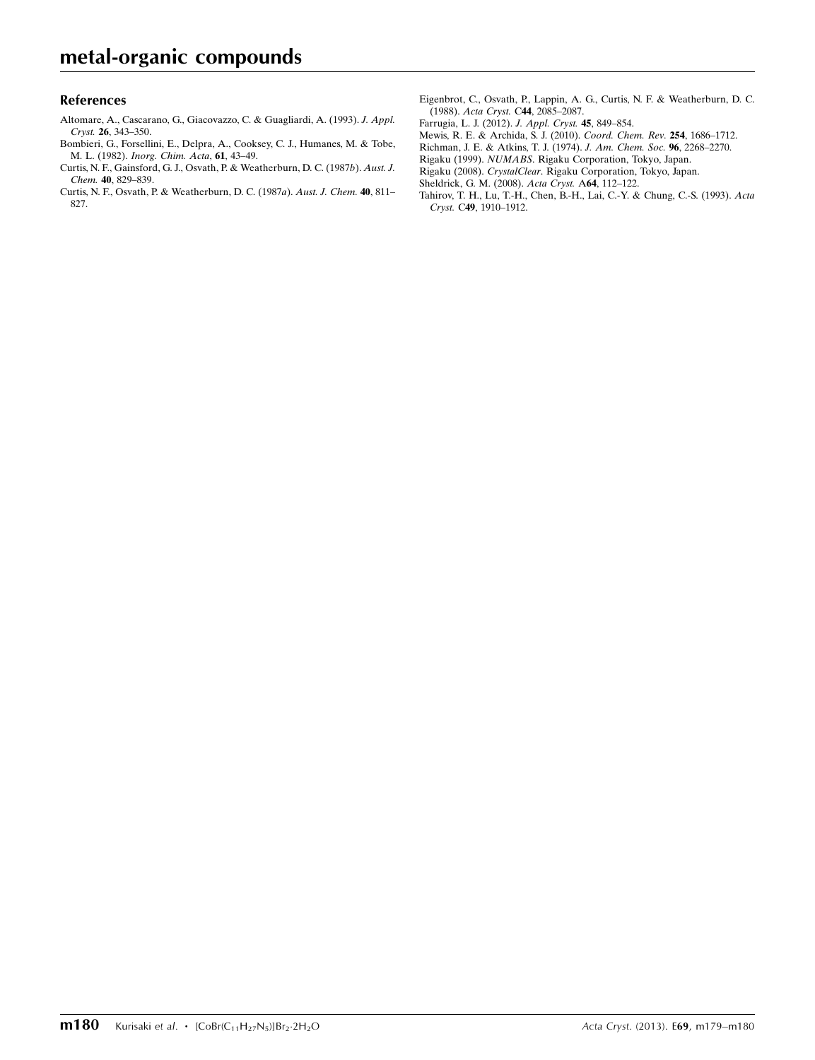## References

Altomare, A., Cascarano, G., Giacovazzo, C. & Guagliardi, A. (1993). *J. Appl. Cryst.* **26**, 343–350.

Bombieri, G., Forsellini, E., Delpra, A., Cooksey, C. J., Humanes, M. & Tobe, M. L. (1982). *Inorg. Chim. Acta*, **61**, 43–49.

Curtis, N. F., Gainsford, G. J., Osvath, P. & Weatherburn, D. C. (1987*b*). *Aust. J. Chem.* **40**, 829–839.

Curtis, N. F., Osvath, P. & Weatherburn, D. C. (1987*a*). *Aust. J. Chem.* **40**, 811–827.

Eigenbrot, C., Osvath, P., Lappin, A. G., Curtis, N. F. & Weatherburn, D. C. (1988). *Acta Cryst.* C**44**, 2085–2087.

Farrugia, L. J. (2012). *J. Appl. Cryst.* **45**, 849–854.

Mewis, R. E. & Archida, S. J. (2010). *Coord. Chem. Rev.* **254**, 1686–1712.

Richman, J. E. & Atkins, T. J. (1974). *J. Am. Chem. Soc.* **96**, 2268–2270.

Rigaku (1999). *NUMABS*. Rigaku Corporation, Tokyo, Japan.

Rigaku (2008). *CrystalClear*. Rigaku Corporation, Tokyo, Japan.

Sheldrick, G. M. (2008). *Acta Cryst.* A**64**, 112–122.

Tahirov, T. H., Lu, T.-H., Chen, B.-H., Lai, C.-Y. & Chung, C.-S. (1993). *Acta Cryst.* C**49**, 1910–1912.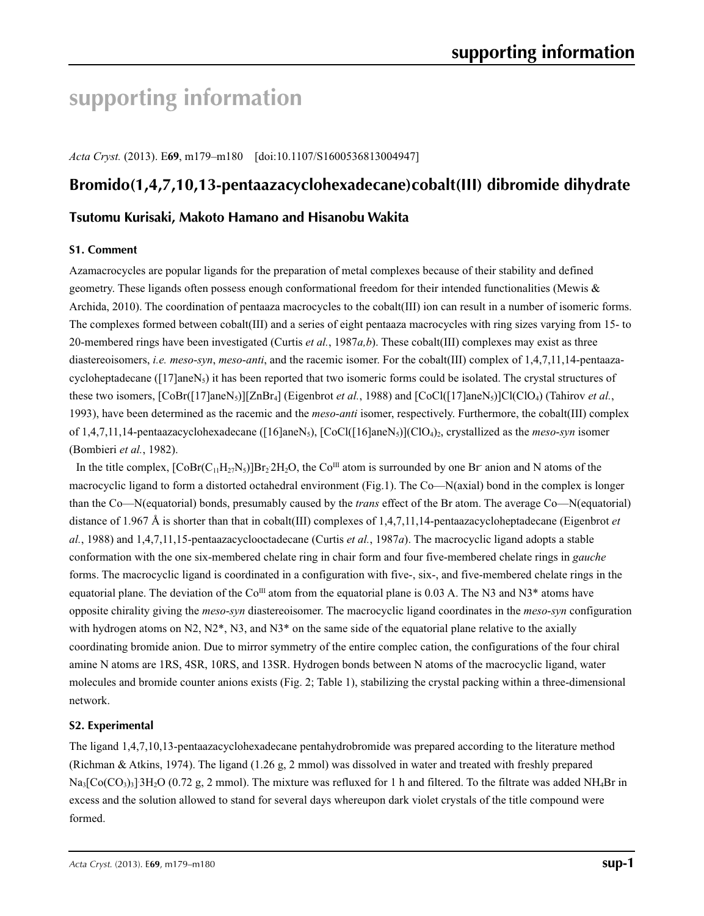# supporting information

*Acta Cryst.* (2013). E**69**, m179–m180 [doi:10.1107/S1600536813004947]

## Bromido(1,4,7,10,13-pentaazacyclohexadecane)cobalt(III) dibromide dihydrate

### Tsutomu Kurisaki, Makoto Hamano and Hisanobu Wakita

#### S1. Comment

Azamacrocycles are popular ligands for the preparation of metal complexes because of their stability and defined geometry. These ligands often possess enough conformational freedom for their intended functionalities (Mewis & Archida, 2010). The coordination of pentaaza macrocycles to the cobalt(III) ion can result in a number of isomeric forms. The complexes formed between cobalt(III) and a series of eight pentaaza macrocycles with ring sizes varying from 15- to 20-membered rings have been investigated (Curtis *et al.*, 1987*a,b*). These cobalt(III) complexes may exist as three diastereoisomers, *i.e. meso-syn*, *meso-anti*, and the racemic isomer. For the cobalt(III) complex of 1,4,7,11,14-pentaazacycloheptadecane ([17]ane$N_5$) it has been reported that two isomeric forms could be isolated. The crystal structures of these two isomers, [CoBr([17]ane$N_5$)][$ZnBr_4$] (Eigenbrot *et al.*, 1988) and [CoCl([17]ane$N_5$)]Cl($ClO_4$) (Tahirov *et al.*, 1993), have been determined as the racemic and the *meso-anti* isomer, respectively. Furthermore, the cobalt(III) complex of 1,4,7,11,14-pentaazacyclohexadecane ([16]ane$N_5$), [CoCl([16]ane$N_5$)]$(ClO_4)_2$, crystallized as the *meso-syn* isomer (Bombieri *et al.*, 1982).

In the title complex, [CoBr($C_{11}H_{27}N_5$)]$Br_2$·2$H_2O$, the $Co^{III}$ atom is surrounded by one $Br^-$ anion and N atoms of the macrocyclic ligand to form a distorted octahedral environment (Fig.1). The Co—N(axial) bond in the complex is longer than the Co—N(equatorial) bonds, presumably caused by the *trans* effect of the Br atom. The average Co—N(equatorial) distance of 1.967 Å is shorter than that in cobalt(III) complexes of 1,4,7,11,14-pentaazacycloheptadecane (Eigenbrot *et al.*, 1988) and 1,4,7,11,15-pentaazacyclooctadecane (Curtis *et al.*, 1987*a*). The macrocyclic ligand adopts a stable conformation with the one six-membered chelate ring in chair form and four five-membered chelate rings in *gauche* forms. The macrocyclic ligand is coordinated in a configuration with five-, six-, and five-membered chelate rings in the equatorial plane. The deviation of the $Co^{III}$ atom from the equatorial plane is 0.03 A. The N3 and N3* atoms have opposite chirality giving the *meso-syn* diastereoisomer. The macrocyclic ligand coordinates in the *meso-syn* configuration with hydrogen atoms on N2, N2*, N3, and N3* on the same side of the equatorial plane relative to the axially coordinating bromide anion. Due to mirror symmetry of the entire complec cation, the configurations of the four chiral amine N atoms are 1RS, 4SR, 10RS, and 13SR. Hydrogen bonds between N atoms of the macrocyclic ligand, water molecules and bromide counter anions exists (Fig. 2; Table 1), stabilizing the crystal packing within a three-dimensional network.

#### S2. Experimental

The ligand 1,4,7,10,13-pentaazacyclohexadecane pentahydrobromide was prepared according to the literature method (Richman & Atkins, 1974). The ligand (1.26 g, 2 mmol) was dissolved in water and treated with freshly prepared $Na_3[Co(CO_3)_3]$·3$H_2O$ (0.72 g, 2 mmol). The mixture was refluxed for 1 h and filtered. To the filtrate was added $NH_4Br$ in excess and the solution allowed to stand for several days whereupon dark violet crystals of the title compound were formed.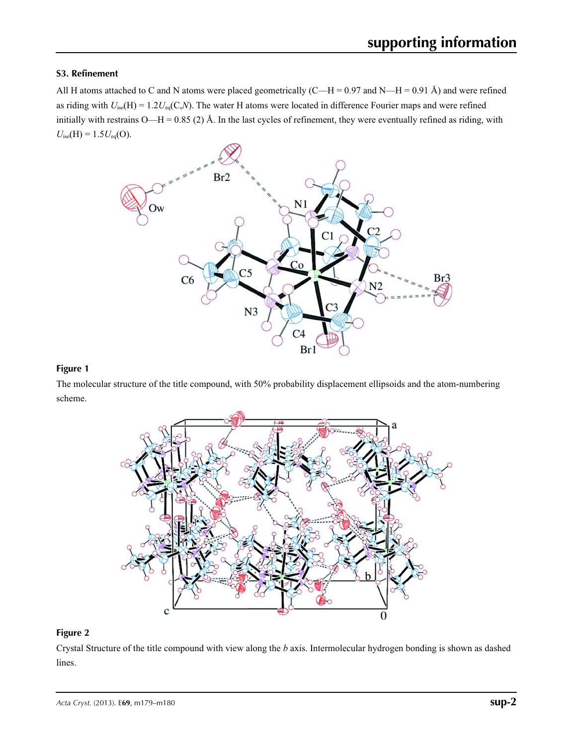### S3. Refinement

All H atoms attached to C and N atoms were placed geometrically (C—H = 0.97 and N—H = 0.91 Å) and were refined as riding with $U_{iso}(H) = 1.2U_{eq}(C,N)$. The water H atoms were located in difference Fourier maps and were refined initially with restrains O—H = 0.85 (2) Å. In the last cycles of refinement, they were eventually refined as riding, with $U_{iso}(H) = 1.5U_{eq}(O)$.

Br2
Ow
N1
C1
C2
C5
Co
Br3
C6
N2
N3
C3
C4
Br1

**Figure 1**

The molecular structure of the title compound, with 50% probability displacement ellipsoids and the atom-numbering scheme.

a
b
c
0

**Figure 2**

Crystal Structure of the title compound with view along the *b* axis. Intermolecular hydrogen bonding is shown as dashed lines.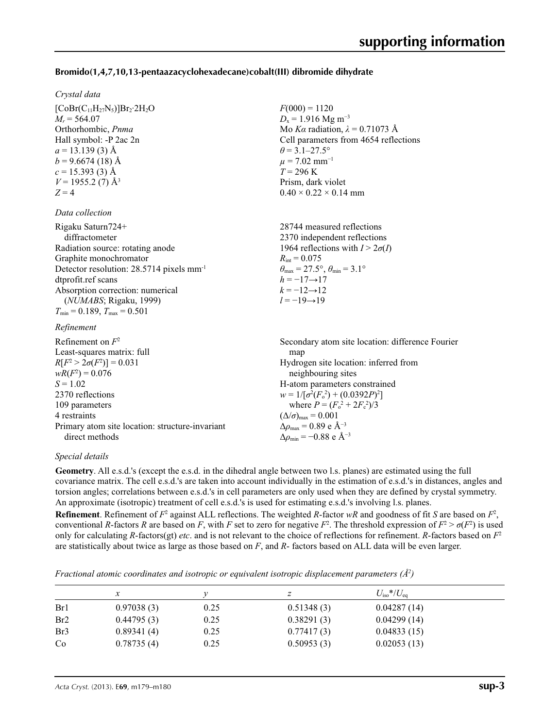### Bromido(1,4,7,10,13-pentaazacyclohexadecane)cobalt(III) dibromide dihydrate

*Crystal data*

$[CoBr(C_{11}H_{27}N_5)]Br_2 \cdot 2H_2O$
$M_r = 564.07$
Orthorhombic, *Pnma*
Hall symbol: -P 2ac 2n
$a = 13.139$ (3) Å
$b = 9.6674$ (18) Å
$c = 15.393$ (3) Å
$V = 1955.2$ (7) Å$^3$
$Z = 4$
$F(000) = 1120$
$D_x = 1.916$ Mg m$^{-3}$
Mo $K\alpha$ radiation, $\lambda = 0.71073$ Å
Cell parameters from 4654 reflections
$\theta = 3.1$–$27.5°$
$\mu = 7.02$ mm$^{-1}$
$T = 296$ K
Prism, dark violet
$0.40 \times 0.22 \times 0.14$ mm

*Data collection*

Rigaku Saturn724+ diffractometer
Radiation source: rotating anode
Graphite monochromator
Detector resolution: 28.5714 pixels mm$^{-1}$
dtprofit.ref scans
Absorption correction: numerical (*NUMABS*; Rigaku, 1999)
$T_{min} = 0.189$, $T_{max} = 0.501$
28744 measured reflections
2370 independent reflections
1964 reflections with $I > 2\sigma(I)$
$R_{int} = 0.075$
$\theta_{max} = 27.5°$, $\theta_{min} = 3.1°$
$h = -17 \rightarrow 17$
$k = -12 \rightarrow 12$
$l = -19 \rightarrow 19$

*Refinement*

Refinement on $F^2$
Least-squares matrix: full
$R[F^2 > 2\sigma(F^2)] = 0.031$
$wR(F^2) = 0.076$
$S = 1.02$
2370 reflections
109 parameters
4 restraints
Primary atom site location: structure-invariant direct methods
Secondary atom site location: difference Fourier map
Hydrogen site location: inferred from neighbouring sites
H-atom parameters constrained
$w = 1/[\sigma^2(F_o^2) + (0.0392P)^2]$ where $P = (F_o^2 + 2F_c^2)/3$
$(\Delta/\sigma)_{max} = 0.001$
$\Delta\rho_{max} = 0.89$ e Å$^{-3}$
$\Delta\rho_{min} = -0.88$ e Å$^{-3}$

*Special details*

**Geometry**. All e.s.d.'s (except the e.s.d. in the dihedral angle between two l.s. planes) are estimated using the full covariance matrix. The cell e.s.d.'s are taken into account individually in the estimation of e.s.d.'s in distances, angles and torsion angles; correlations between e.s.d.'s in cell parameters are only used when they are defined by crystal symmetry. An approximate (isotropic) treatment of cell e.s.d.'s is used for estimating e.s.d.'s involving l.s. planes.

**Refinement**. Refinement of $F^2$ against ALL reflections. The weighted *R*-factor *wR* and goodness of fit *S* are based on $F^2$, conventional *R*-factors *R* are based on *F*, with *F* set to zero for negative $F^2$. The threshold expression of $F^2 > \sigma(F^2)$ is used only for calculating *R*-factors(gt) *etc*. and is not relevant to the choice of reflections for refinement. *R*-factors based on $F^2$ are statistically about twice as large as those based on *F*, and *R*- factors based on ALL data will be even larger.

*Fractional atomic coordinates and isotropic or equivalent isotropic displacement parameters (Å$^2$)*

| | *x* | *y* | *z* | $U_{iso}$*/$U_{eq}$ |
|---|---|---|---|---|
| Br1 | 0.97038 (3) | 0.25 | 0.51348 (3) | 0.04287 (14) |
| Br2 | 0.44795 (3) | 0.25 | 0.38291 (3) | 0.04299 (14) |
| Br3 | 0.89341 (4) | 0.25 | 0.77417 (3) | 0.04833 (15) |
| Co | 0.78735 (4) | 0.25 | 0.50953 (3) | 0.02053 (13) |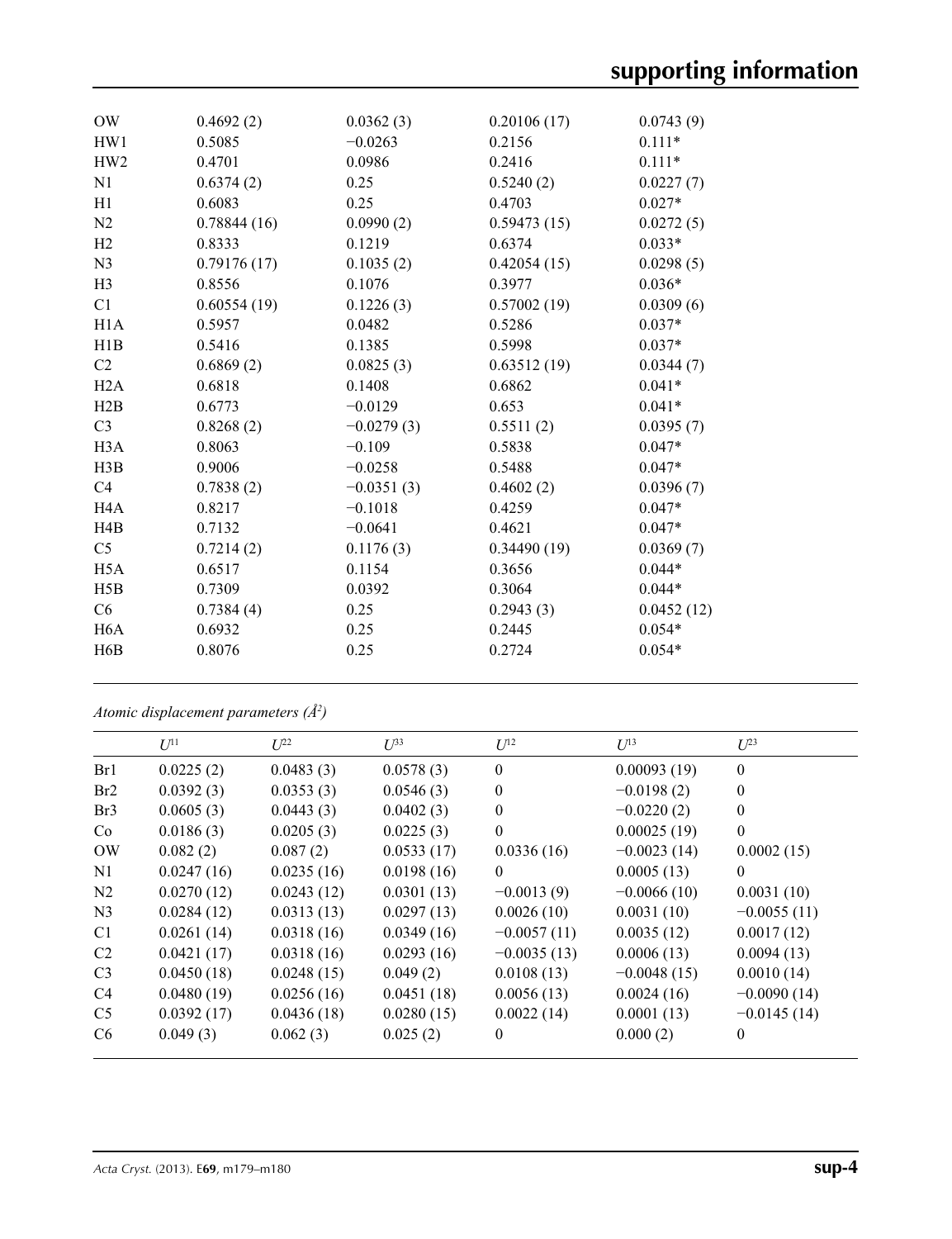| | | | | |
|---|---|---|---|---|
| OW | 0.4692 (2) | 0.0362 (3) | 0.20106 (17) | 0.0743 (9) |
| HW1 | 0.5085 | −0.0263 | 0.2156 | 0.111* |
| HW2 | 0.4701 | 0.0986 | 0.2416 | 0.111* |
| N1 | 0.6374 (2) | 0.25 | 0.5240 (2) | 0.0227 (7) |
| H1 | 0.6083 | 0.25 | 0.4703 | 0.027* |
| N2 | 0.78844 (16) | 0.0990 (2) | 0.59473 (15) | 0.0272 (5) |
| H2 | 0.8333 | 0.1219 | 0.6374 | 0.033* |
| N3 | 0.79176 (17) | 0.1035 (2) | 0.42054 (15) | 0.0298 (5) |
| H3 | 0.8556 | 0.1076 | 0.3977 | 0.036* |
| C1 | 0.60554 (19) | 0.1226 (3) | 0.57002 (19) | 0.0309 (6) |
| H1A | 0.5957 | 0.0482 | 0.5286 | 0.037* |
| H1B | 0.5416 | 0.1385 | 0.5998 | 0.037* |
| C2 | 0.6869 (2) | 0.0825 (3) | 0.63512 (19) | 0.0344 (7) |
| H2A | 0.6818 | 0.1408 | 0.6862 | 0.041* |
| H2B | 0.6773 | −0.0129 | 0.653 | 0.041* |
| C3 | 0.8268 (2) | −0.0279 (3) | 0.5511 (2) | 0.0395 (7) |
| H3A | 0.8063 | −0.109 | 0.5838 | 0.047* |
| H3B | 0.9006 | −0.0258 | 0.5488 | 0.047* |
| C4 | 0.7838 (2) | −0.0351 (3) | 0.4602 (2) | 0.0396 (7) |
| H4A | 0.8217 | −0.1018 | 0.4259 | 0.047* |
| H4B | 0.7132 | −0.0641 | 0.4621 | 0.047* |
| C5 | 0.7214 (2) | 0.1176 (3) | 0.34490 (19) | 0.0369 (7) |
| H5A | 0.6517 | 0.1154 | 0.3656 | 0.044* |
| H5B | 0.7309 | 0.0392 | 0.3064 | 0.044* |
| C6 | 0.7384 (4) | 0.25 | 0.2943 (3) | 0.0452 (12) |
| H6A | 0.6932 | 0.25 | 0.2445 | 0.054* |
| H6B | 0.8076 | 0.25 | 0.2724 | 0.054* |

*Atomic displacement parameters (Å$^2$)*

| | $U^{11}$ | $U^{22}$ | $U^{33}$ | $U^{12}$ | $U^{13}$ | $U^{23}$ |
|---|---|---|---|---|---|---|
| Br1 | 0.0225 (2) | 0.0483 (3) | 0.0578 (3) | 0 | 0.00093 (19) | 0 |
| Br2 | 0.0392 (3) | 0.0353 (3) | 0.0546 (3) | 0 | −0.0198 (2) | 0 |
| Br3 | 0.0605 (3) | 0.0443 (3) | 0.0402 (3) | 0 | −0.0220 (2) | 0 |
| Co | 0.0186 (3) | 0.0205 (3) | 0.0225 (3) | 0 | 0.00025 (19) | 0 |
| OW | 0.082 (2) | 0.087 (2) | 0.0533 (17) | 0.0336 (16) | −0.0023 (14) | 0.0002 (15) |
| N1 | 0.0247 (16) | 0.0235 (16) | 0.0198 (16) | 0 | 0.0005 (13) | 0 |
| N2 | 0.0270 (12) | 0.0243 (12) | 0.0301 (13) | −0.0013 (9) | −0.0066 (10) | 0.0031 (10) |
| N3 | 0.0284 (12) | 0.0313 (13) | 0.0297 (13) | 0.0026 (10) | 0.0031 (10) | −0.0055 (11) |
| C1 | 0.0261 (14) | 0.0318 (16) | 0.0349 (16) | −0.0057 (11) | 0.0035 (12) | 0.0017 (12) |
| C2 | 0.0421 (17) | 0.0318 (16) | 0.0293 (16) | −0.0035 (13) | 0.0006 (13) | 0.0094 (13) |
| C3 | 0.0450 (18) | 0.0248 (15) | 0.049 (2) | 0.0108 (13) | −0.0048 (15) | 0.0010 (14) |
| C4 | 0.0480 (19) | 0.0256 (16) | 0.0451 (18) | 0.0056 (13) | 0.0024 (16) | −0.0090 (14) |
| C5 | 0.0392 (17) | 0.0436 (18) | 0.0280 (15) | 0.0022 (14) | 0.0001 (13) | −0.0145 (14) |
| C6 | 0.049 (3) | 0.062 (3) | 0.025 (2) | 0 | 0.000 (2) | 0 |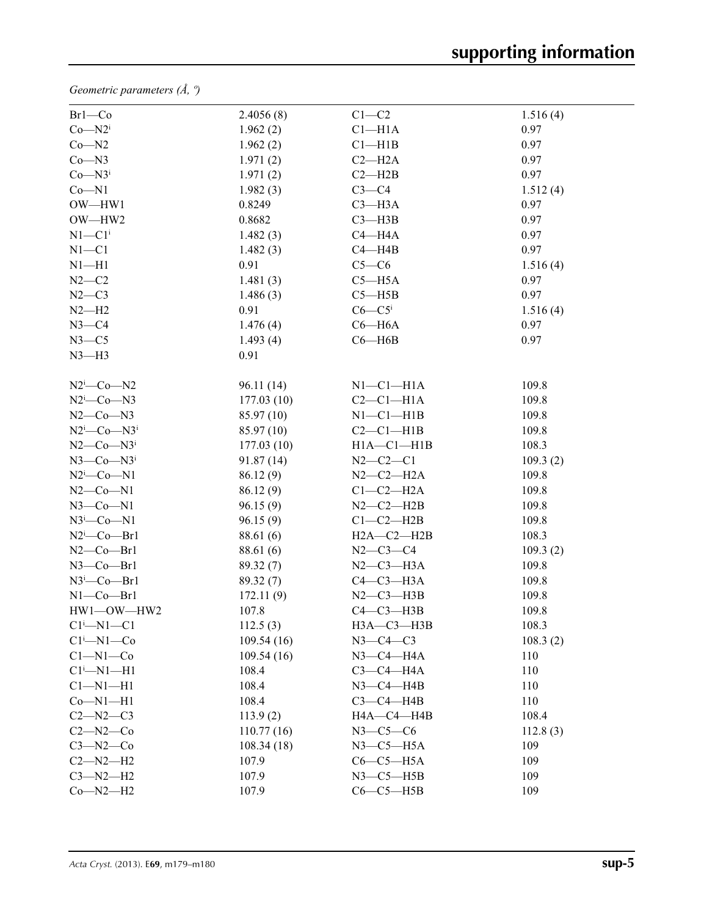*Geometric parameters (Å, º)*

| | | | |
|---|---|---|---|
| Br1—Co | 2.4056 (8) | C1—C2 | 1.516 (4) |
| Co—N2$^{i}$ | 1.962 (2) | C1—H1A | 0.97 |
| Co—N2 | 1.962 (2) | C1—H1B | 0.97 |
| Co—N3 | 1.971 (2) | C2—H2A | 0.97 |
| Co—N3$^{i}$ | 1.971 (2) | C2—H2B | 0.97 |
| Co—N1 | 1.982 (3) | C3—C4 | 1.512 (4) |
| OW—HW1 | 0.8249 | C3—H3A | 0.97 |
| OW—HW2 | 0.8682 | C3—H3B | 0.97 |
| N1—C1$^{i}$ | 1.482 (3) | C4—H4A | 0.97 |
| N1—C1 | 1.482 (3) | C4—H4B | 0.97 |
| N1—H1 | 0.91 | C5—C6 | 1.516 (4) |
| N2—C2 | 1.481 (3) | C5—H5A | 0.97 |
| N2—C3 | 1.486 (3) | C5—H5B | 0.97 |
| N2—H2 | 0.91 | C6—C5$^{i}$ | 1.516 (4) |
| N3—C4 | 1.476 (4) | C6—H6A | 0.97 |
| N3—C5 | 1.493 (4) | C6—H6B | 0.97 |
| N3—H3 | 0.91 | | |
| | | | |
| N2$^{i}$—Co—N2 | 96.11 (14) | N1—C1—H1A | 109.8 |
| N2$^{i}$—Co—N3 | 177.03 (10) | C2—C1—H1A | 109.8 |
| N2—Co—N3 | 85.97 (10) | N1—C1—H1B | 109.8 |
| N2$^{i}$—Co—N3$^{i}$ | 85.97 (10) | C2—C1—H1B | 109.8 |
| N2—Co—N3$^{i}$ | 177.03 (10) | H1A—C1—H1B | 108.3 |
| N3—Co—N3$^{i}$ | 91.87 (14) | N2—C2—C1 | 109.3 (2) |
| N2$^{i}$—Co—N1 | 86.12 (9) | N2—C2—H2A | 109.8 |
| N2—Co—N1 | 86.12 (9) | C1—C2—H2A | 109.8 |
| N3—Co—N1 | 96.15 (9) | N2—C2—H2B | 109.8 |
| N3$^{i}$—Co—N1 | 96.15 (9) | C1—C2—H2B | 109.8 |
| N2$^{i}$—Co—Br1 | 88.61 (6) | H2A—C2—H2B | 108.3 |
| N2—Co—Br1 | 88.61 (6) | N2—C3—C4 | 109.3 (2) |
| N3—Co—Br1 | 89.32 (7) | N2—C3—H3A | 109.8 |
| N3$^{i}$—Co—Br1 | 89.32 (7) | C4—C3—H3A | 109.8 |
| N1—Co—Br1 | 172.11 (9) | N2—C3—H3B | 109.8 |
| HW1—OW—HW2 | 107.8 | C4—C3—H3B | 109.8 |
| C1$^{i}$—N1—C1 | 112.5 (3) | H3A—C3—H3B | 108.3 |
| C1$^{i}$—N1—Co | 109.54 (16) | N3—C4—C3 | 108.3 (2) |
| C1—N1—Co | 109.54 (16) | N3—C4—H4A | 110 |
| C1$^{i}$—N1—H1 | 108.4 | C3—C4—H4A | 110 |
| C1—N1—H1 | 108.4 | N3—C4—H4B | 110 |
| Co—N1—H1 | 108.4 | C3—C4—H4B | 110 |
| C2—N2—C3 | 113.9 (2) | H4A—C4—H4B | 108.4 |
| C2—N2—Co | 110.77 (16) | N3—C5—C6 | 112.8 (3) |
| C3—N2—Co | 108.34 (18) | N3—C5—H5A | 109 |
| C2—N2—H2 | 107.9 | C6—C5—H5A | 109 |
| C3—N2—H2 | 107.9 | N3—C5—H5B | 109 |
| Co—N2—H2 | 107.9 | C6—C5—H5B | 109 |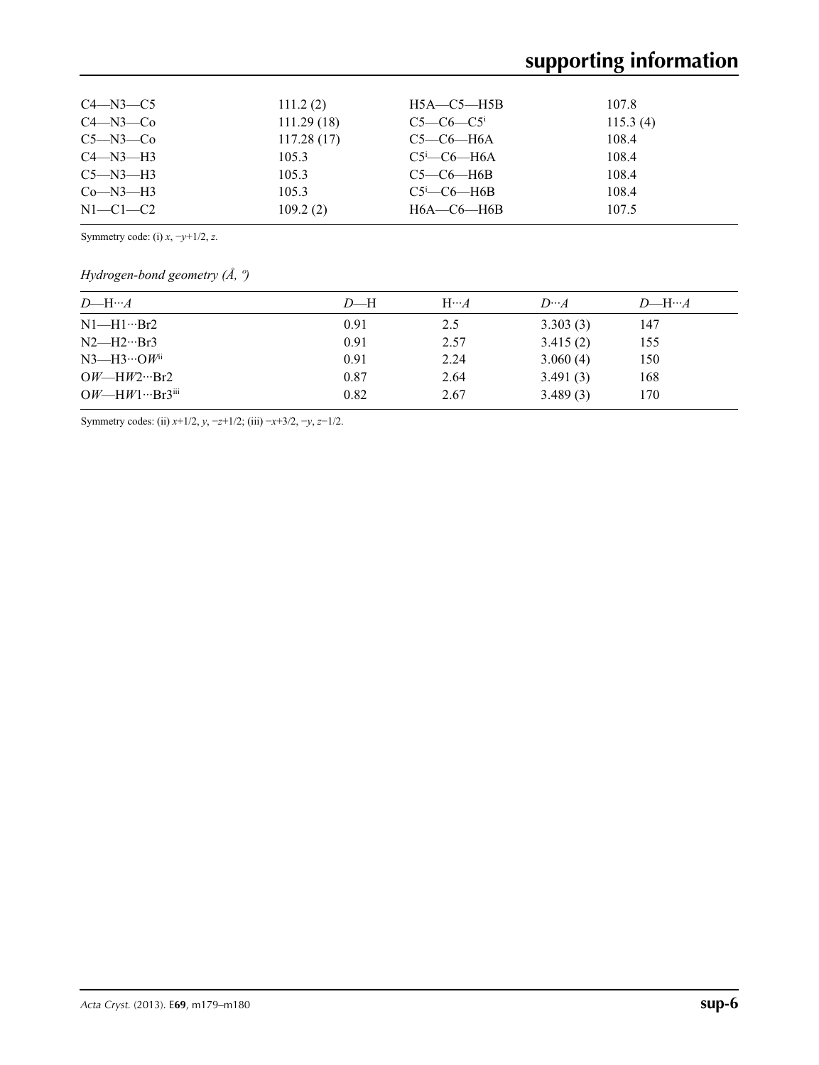| | | | |
|---|---|---|---|
| C4—N3—C5 | 111.2 (2) | H5A—C5—H5B | 107.8 |
| C4—N3—Co | 111.29 (18) | C5—C6—C5$^{i}$ | 115.3 (4) |
| C5—N3—Co | 117.28 (17) | C5—C6—H6A | 108.4 |
| C4—N3—H3 | 105.3 | C5$^{i}$—C6—H6A | 108.4 |
| C5—N3—H3 | 105.3 | C5—C6—H6B | 108.4 |
| Co—N3—H3 | 105.3 | C5$^{i}$—C6—H6B | 108.4 |
| N1—C1—C2 | 109.2 (2) | H6A—C6—H6B | 107.5 |

Symmetry code: (i) $x$, $-y+1/2$, $z$.

*Hydrogen-bond geometry (Å, º)*

| *D*—H···*A* | *D*—H | H···*A* | *D*···*A* | *D*—H···*A* |
|---|---|---|---|---|
| N1—H1···Br2 | 0.91 | 2.5 | 3.303 (3) | 147 |
| N2—H2···Br3 | 0.91 | 2.57 | 3.415 (2) | 155 |
| N3—H3···O*W*$^{ii}$ | 0.91 | 2.24 | 3.060 (4) | 150 |
| O*W*—H*W*2···Br2 | 0.87 | 2.64 | 3.491 (3) | 168 |
| O*W*—H*W*1···Br3$^{iii}$ | 0.82 | 2.67 | 3.489 (3) | 170 |

Symmetry codes: (ii) $x+1/2$, $y$, $-z+1/2$; (iii) $-x+3/2$, $-y$, $z-1/2$.